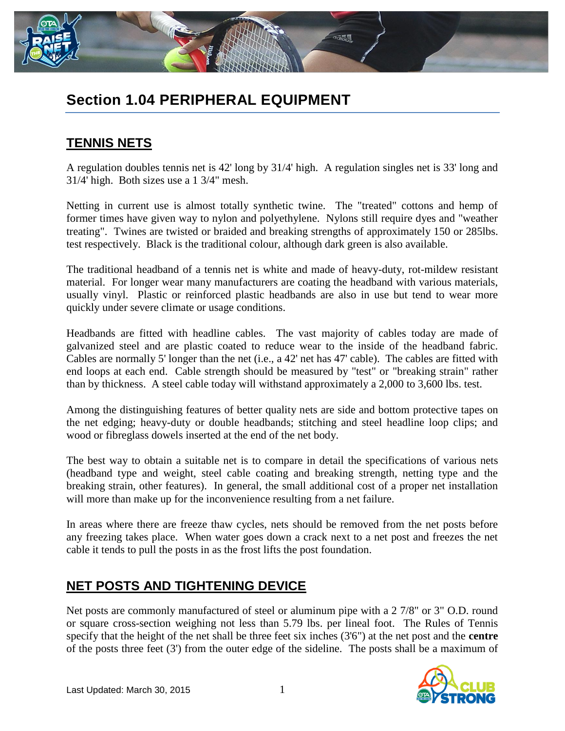# Section 1.04 PERIPHERAL EQUIPMENT

## TENNIS NETS

A regulation doubles tennis net is 42' long by 31/4' high. A regulation singles net is 33' long and 31/4' high. Both sizes use a 1 3/4" mesh.

Netting in current use is almost totally synthetic twine. The "treated" cottons and hemp of former times have given way to nylon and polyethylene. Nylons still require dyes and "weather treating". Twines are twisted or braided and breaking strengths of approximately 150 or 285lbs. test respectively. Black is the traditional colour, although dark green is also available.

The traditional headband of a tennis net is white and made of heavy-duty, rot-mildew resistant material. For longer wear many manufacturers are coating the headband with various materials, usually vinyl. Plastic or reinforced plastic headbands are also in use but tend to wear more quickly under severe climate or usage conditions.

Headbands are fitted with headline cables. The vast majority of cables today are made of galvanized steel and are plastic coated to reduce wear to the inside of the headband fabric. Cables are normally 5' longer than the net (i.e., a 42' net has 47' cable). The cables are fitted with end loops at each end. Cable strength should be measured by "test" or "breaking strain" rather than by thickness. A steel cable today will withstand approximately a 2,000 to 3,600 lbs. test.

Among the distinguishing features of better quality nets are side and bottom protective tapes on the net edging; heavy-duty or double headbands; stitching and steel headline loop clips; and wood or fibreglass dowels inserted at the end of the net body.

The best way to obtain a suitable net is to compare in detail the specifications of various nets (headband type and weight, steel cable coating and breaking strength, netting type and the breaking strain, other features). In general, the small additional cost of a proper net installation will more than make up for the inconvenience resulting from a net failure.

In areas where there are freeze thaw cycles, nets should be removed from the net posts before any freezing takes place. When water goes down a crack next to a net post and freezes the net cable it tends to pull the posts in as the frost lifts the post foundation.

## NET POSTS AND TIGHTENING DEVICE

Net posts are commonly manufactured of steel or aluminum pipe with a 2 7/8" or 3" O.D. round or square cross-section weighing not less than 5.79 lbs. per lineal foot. The Rules of Tennis specify that the height of the net shall be three feet six inches (3'6") at the net post and the **centre** of the posts three feet (3') from the outer edge of the sideline. The posts shall be a maximum of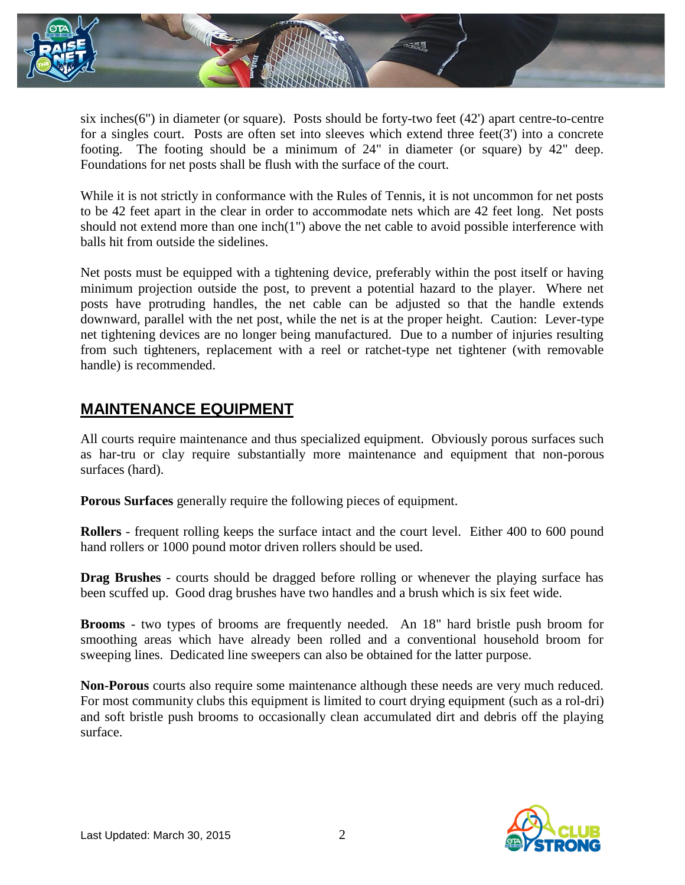six inches(6") in diameter (or square). Posts should be forty-two feet (42') apart centre-to-centre for a singles court. Posts are often set into sleeves which extend three feet(3') into a concrete footing. The footing should be a minimum of 24" in diameter (or square) by 42" deep. Foundations for net posts shall be flush with the surface of the court.

While it is not strictly in conformance with the Rules of Tennis, it is not uncommon for net posts to be 42 feet apart in the clear in order to accommodate nets which are 42 feet long. Net posts should not extend more than one inch(1") above the net cable to avoid possible interference with balls hit from outside the sidelines.

Net posts must be equipped with a tightening device, preferably within the post itself or having minimum projection outside the post, to prevent a potential hazard to the player. Where net posts have protruding handles, the net cable can be adjusted so that the handle extends downward, parallel with the net post, while the net is at the proper height. Caution: Lever-type net tightening devices are no longer being manufactured. Due to a number of injuries resulting from such tighteners, replacement with a reel or ratchet-type net tightener (with removable handle) is recommended.

## MAINTENANCE EQUIPMENT

All courts require maintenance and thus specialized equipment. Obviously porous surfaces such as har-tru or clay require substantially more maintenance and equipment that non-porous surfaces (hard).

**Porous Surfaces** generally require the following pieces of equipment.

**Rollers** - frequent rolling keeps the surface intact and the court level. Either 400 to 600 pound hand rollers or 1000 pound motor driven rollers should be used.

**Drag Brushes** - courts should be dragged before rolling or whenever the playing surface has been scuffed up. Good drag brushes have two handles and a brush which is six feet wide.

**Brooms** - two types of brooms are frequently needed. An 18" hard bristle push broom for smoothing areas which have already been rolled and a conventional household broom for sweeping lines. Dedicated line sweepers can also be obtained for the latter purpose.

**Non-Porous** courts also require some maintenance although these needs are very much reduced. For most community clubs this equipment is limited to court drying equipment (such as a rol-dri) and soft bristle push brooms to occasionally clean accumulated dirt and debris off the playing surface.

Last Updated: March 30, 2015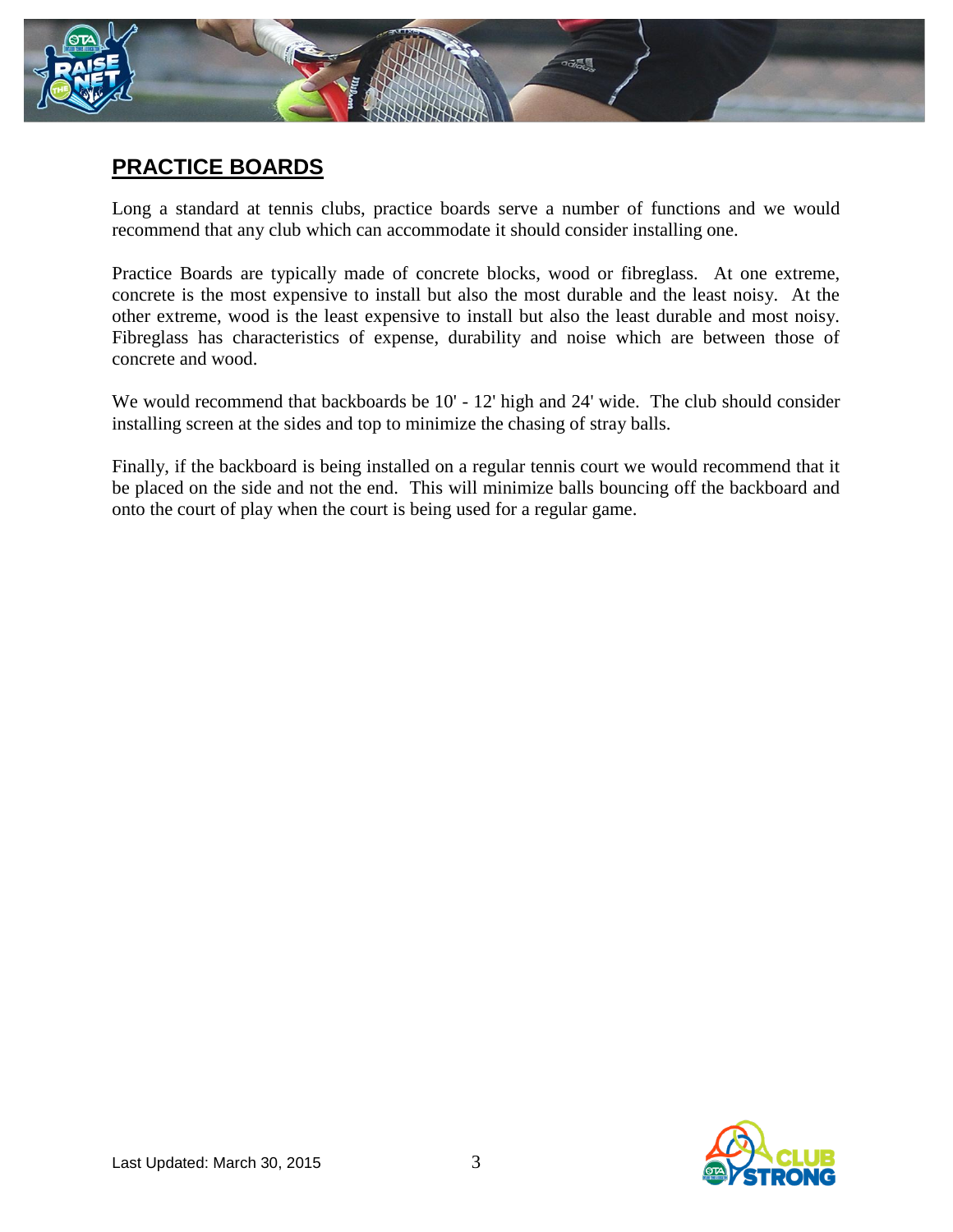## PRACTICE BOARDS

Long a standard at tennis clubs, practice boards serve a number of functions and we would recommend that any club which can accommodate it should consider installing one.

Practice Boards are typically made of concrete blocks, wood or fibreglass. At one extreme, concrete is the most expensive to install but also the most durable and the least noisy. At the other extreme, wood is the least expensive to install but also the least durable and most noisy. Fibreglass has characteristics of expense, durability and noise which are between those of concrete and wood.

We would recommend that backboards be 10' - 12' high and 24' wide. The club should consider installing screen at the sides and top to minimize the chasing of stray balls.

Finally, if the backboard is being installed on a regular tennis court we would recommend that it be placed on the side and not the end. This will minimize balls bouncing off the backboard and onto the court of play when the court is being used for a regular game.